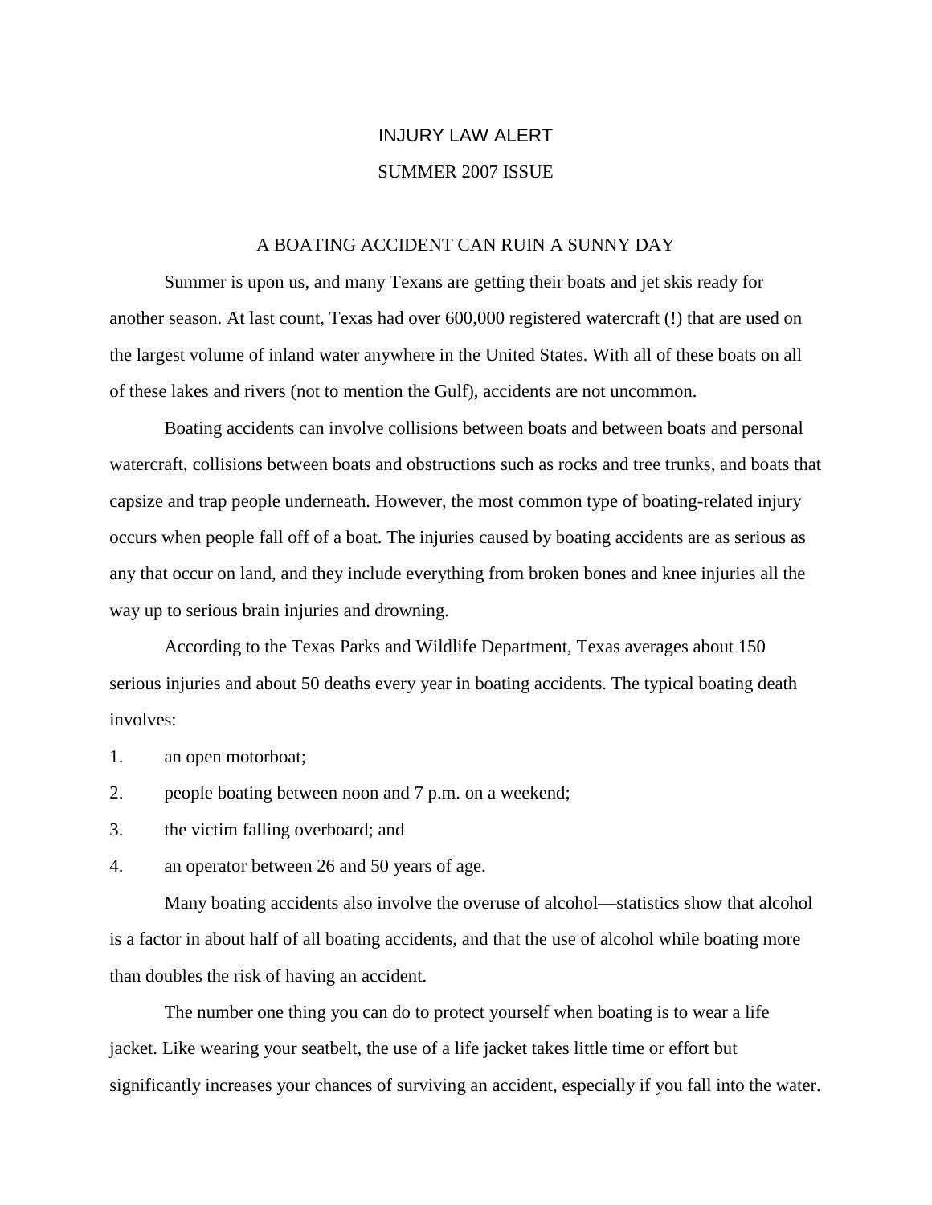# INJURY LAW ALERT

## SUMMER 2007 ISSUE

### A BOATING ACCIDENT CAN RUIN A SUNNY DAY

Summer is upon us, and many Texans are getting their boats and jet skis ready for another season. At last count, Texas had over 600,000 registered watercraft (!) that are used on the largest volume of inland water anywhere in the United States. With all of these boats on all of these lakes and rivers (not to mention the Gulf), accidents are not uncommon.

Boating accidents can involve collisions between boats and between boats and personal watercraft, collisions between boats and obstructions such as rocks and tree trunks, and boats that capsize and trap people underneath. However, the most common type of boating-related injury occurs when people fall off of a boat. The injuries caused by boating accidents are as serious as any that occur on land, and they include everything from broken bones and knee injuries all the way up to serious brain injuries and drowning.

According to the Texas Parks and Wildlife Department, Texas averages about 150 serious injuries and about 50 deaths every year in boating accidents. The typical boating death involves:

1. an open motorboat;
2. people boating between noon and 7 p.m. on a weekend;
3. the victim falling overboard; and
4. an operator between 26 and 50 years of age.

Many boating accidents also involve the overuse of alcohol—statistics show that alcohol is a factor in about half of all boating accidents, and that the use of alcohol while boating more than doubles the risk of having an accident.

The number one thing you can do to protect yourself when boating is to wear a life jacket. Like wearing your seatbelt, the use of a life jacket takes little time or effort but significantly increases your chances of surviving an accident, especially if you fall into the water.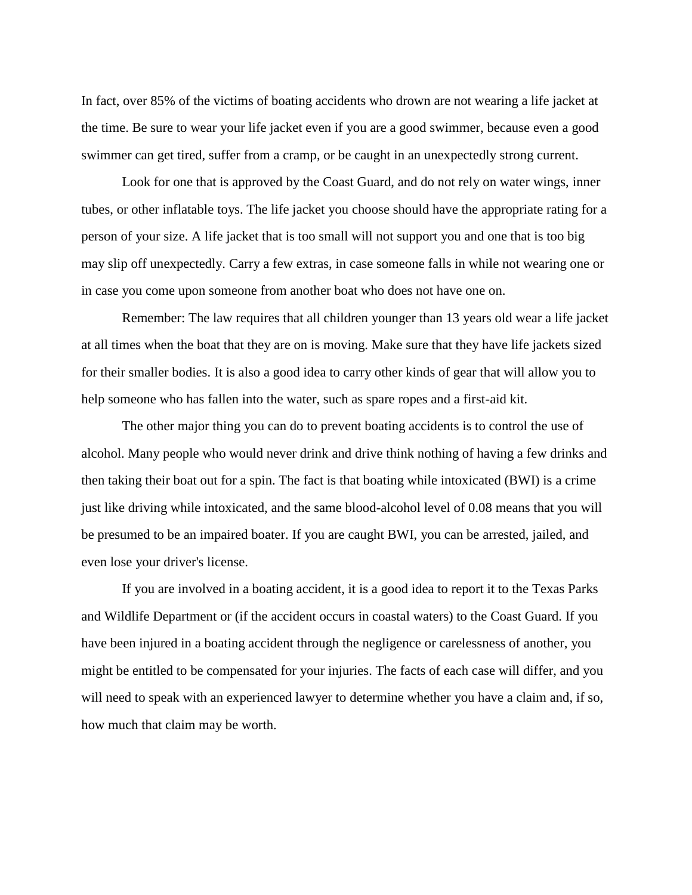In fact, over 85% of the victims of boating accidents who drown are not wearing a life jacket at the time. Be sure to wear your life jacket even if you are a good swimmer, because even a good swimmer can get tired, suffer from a cramp, or be caught in an unexpectedly strong current.

Look for one that is approved by the Coast Guard, and do not rely on water wings, inner tubes, or other inflatable toys. The life jacket you choose should have the appropriate rating for a person of your size. A life jacket that is too small will not support you and one that is too big may slip off unexpectedly. Carry a few extras, in case someone falls in while not wearing one or in case you come upon someone from another boat who does not have one on.

Remember: The law requires that all children younger than 13 years old wear a life jacket at all times when the boat that they are on is moving. Make sure that they have life jackets sized for their smaller bodies. It is also a good idea to carry other kinds of gear that will allow you to help someone who has fallen into the water, such as spare ropes and a first-aid kit.

The other major thing you can do to prevent boating accidents is to control the use of alcohol. Many people who would never drink and drive think nothing of having a few drinks and then taking their boat out for a spin. The fact is that boating while intoxicated (BWI) is a crime just like driving while intoxicated, and the same blood-alcohol level of 0.08 means that you will be presumed to be an impaired boater. If you are caught BWI, you can be arrested, jailed, and even lose your driver's license.

If you are involved in a boating accident, it is a good idea to report it to the Texas Parks and Wildlife Department or (if the accident occurs in coastal waters) to the Coast Guard. If you have been injured in a boating accident through the negligence or carelessness of another, you might be entitled to be compensated for your injuries. The facts of each case will differ, and you will need to speak with an experienced lawyer to determine whether you have a claim and, if so, how much that claim may be worth.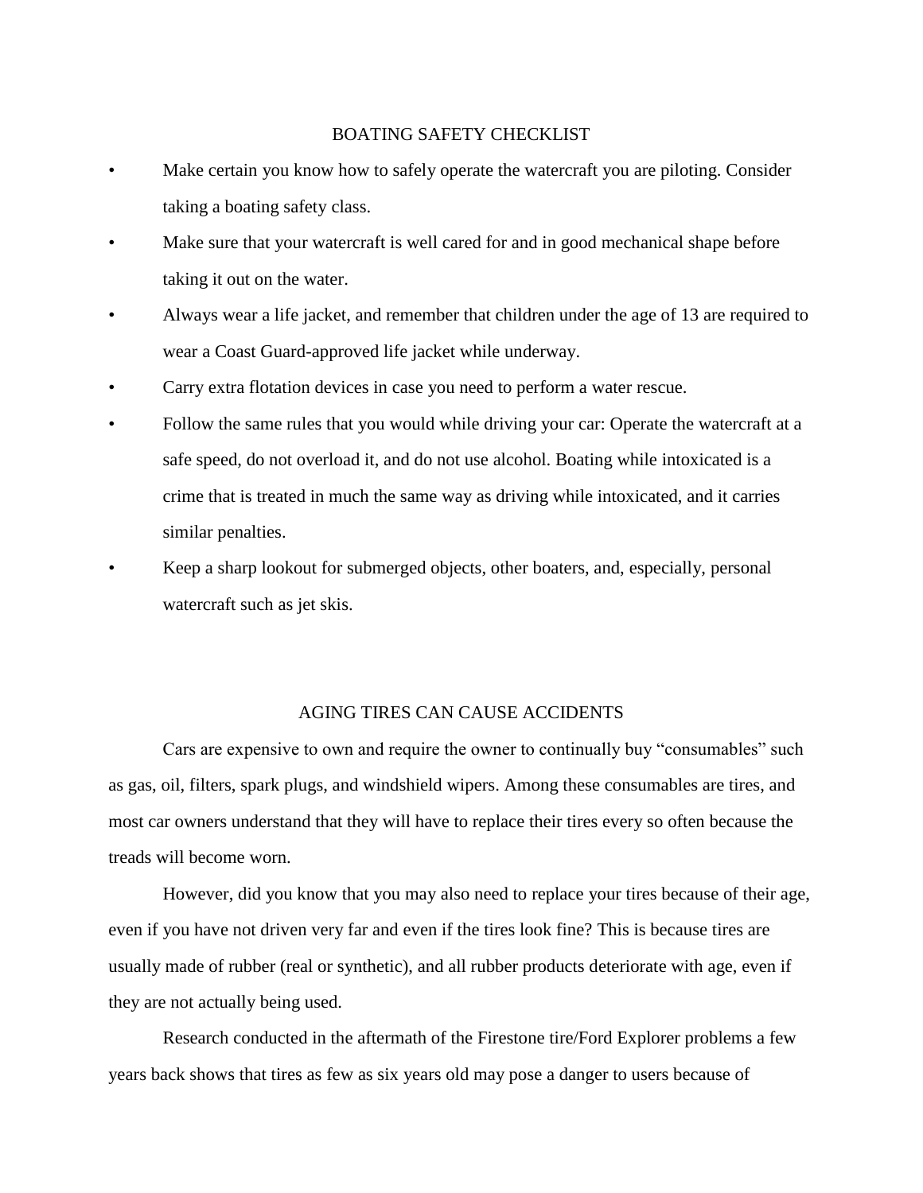## BOATING SAFETY CHECKLIST

- Make certain you know how to safely operate the watercraft you are piloting. Consider taking a boating safety class.
- Make sure that your watercraft is well cared for and in good mechanical shape before taking it out on the water.
- Always wear a life jacket, and remember that children under the age of 13 are required to wear a Coast Guard-approved life jacket while underway.
- Carry extra flotation devices in case you need to perform a water rescue.
- Follow the same rules that you would while driving your car: Operate the watercraft at a safe speed, do not overload it, and do not use alcohol. Boating while intoxicated is a crime that is treated in much the same way as driving while intoxicated, and it carries similar penalties.
- Keep a sharp lookout for submerged objects, other boaters, and, especially, personal watercraft such as jet skis.

## AGING TIRES CAN CAUSE ACCIDENTS

Cars are expensive to own and require the owner to continually buy “consumables” such as gas, oil, filters, spark plugs, and windshield wipers. Among these consumables are tires, and most car owners understand that they will have to replace their tires every so often because the treads will become worn.

However, did you know that you may also need to replace your tires because of their age, even if you have not driven very far and even if the tires look fine? This is because tires are usually made of rubber (real or synthetic), and all rubber products deteriorate with age, even if they are not actually being used.

Research conducted in the aftermath of the Firestone tire/Ford Explorer problems a few years back shows that tires as few as six years old may pose a danger to users because of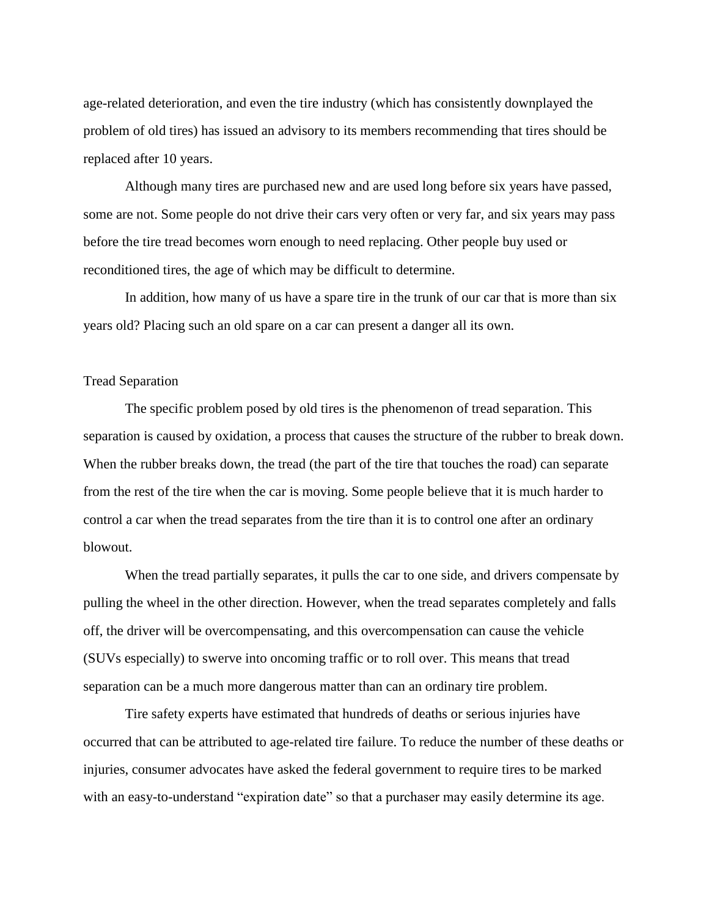age-related deterioration, and even the tire industry (which has consistently downplayed the problem of old tires) has issued an advisory to its members recommending that tires should be replaced after 10 years.

Although many tires are purchased new and are used long before six years have passed, some are not. Some people do not drive their cars very often or very far, and six years may pass before the tire tread becomes worn enough to need replacing. Other people buy used or reconditioned tires, the age of which may be difficult to determine.

In addition, how many of us have a spare tire in the trunk of our car that is more than six years old? Placing such an old spare on a car can present a danger all its own.

## Tread Separation

The specific problem posed by old tires is the phenomenon of tread separation. This separation is caused by oxidation, a process that causes the structure of the rubber to break down. When the rubber breaks down, the tread (the part of the tire that touches the road) can separate from the rest of the tire when the car is moving. Some people believe that it is much harder to control a car when the tread separates from the tire than it is to control one after an ordinary blowout.

When the tread partially separates, it pulls the car to one side, and drivers compensate by pulling the wheel in the other direction. However, when the tread separates completely and falls off, the driver will be overcompensating, and this overcompensation can cause the vehicle (SUVs especially) to swerve into oncoming traffic or to roll over. This means that tread separation can be a much more dangerous matter than can an ordinary tire problem.

Tire safety experts have estimated that hundreds of deaths or serious injuries have occurred that can be attributed to age-related tire failure. To reduce the number of these deaths or injuries, consumer advocates have asked the federal government to require tires to be marked with an easy-to-understand "expiration date" so that a purchaser may easily determine its age.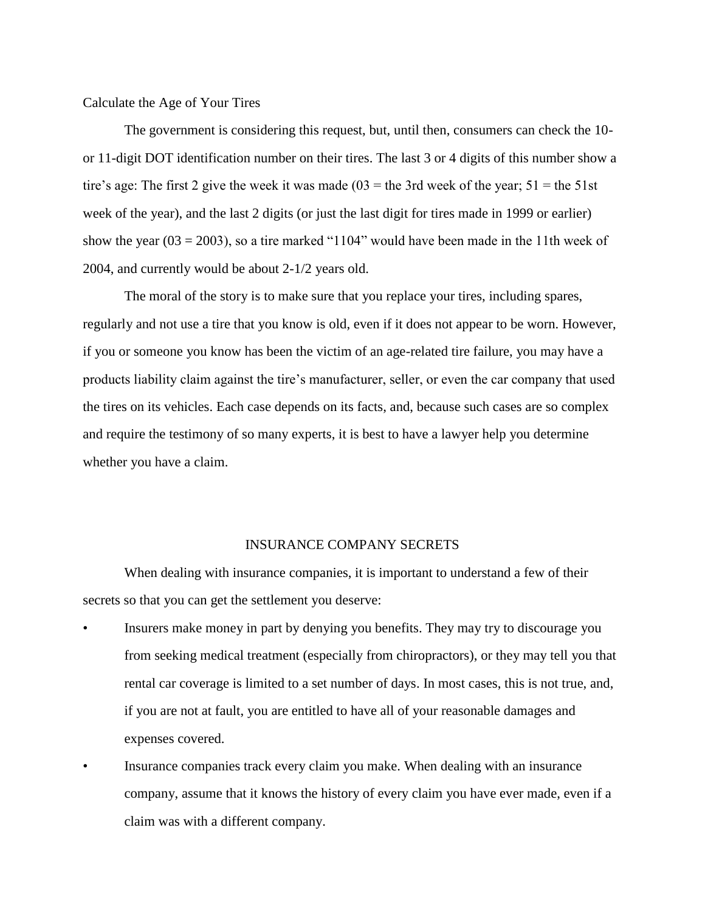## Calculate the Age of Your Tires

The government is considering this request, but, until then, consumers can check the 10- or 11-digit DOT identification number on their tires. The last 3 or 4 digits of this number show a tire's age: The first 2 give the week it was made (03 = the 3rd week of the year; 51 = the 51st week of the year), and the last 2 digits (or just the last digit for tires made in 1999 or earlier) show the year (03 = 2003), so a tire marked "1104" would have been made in the 11th week of 2004, and currently would be about 2-1/2 years old.

The moral of the story is to make sure that you replace your tires, including spares, regularly and not use a tire that you know is old, even if it does not appear to be worn. However, if you or someone you know has been the victim of an age-related tire failure, you may have a products liability claim against the tire's manufacturer, seller, or even the car company that used the tires on its vehicles. Each case depends on its facts, and, because such cases are so complex and require the testimony of so many experts, it is best to have a lawyer help you determine whether you have a claim.

## INSURANCE COMPANY SECRETS

When dealing with insurance companies, it is important to understand a few of their secrets so that you can get the settlement you deserve:

- Insurers make money in part by denying you benefits. They may try to discourage you from seeking medical treatment (especially from chiropractors), or they may tell you that rental car coverage is limited to a set number of days. In most cases, this is not true, and, if you are not at fault, you are entitled to have all of your reasonable damages and expenses covered.
- Insurance companies track every claim you make. When dealing with an insurance company, assume that it knows the history of every claim you have ever made, even if a claim was with a different company.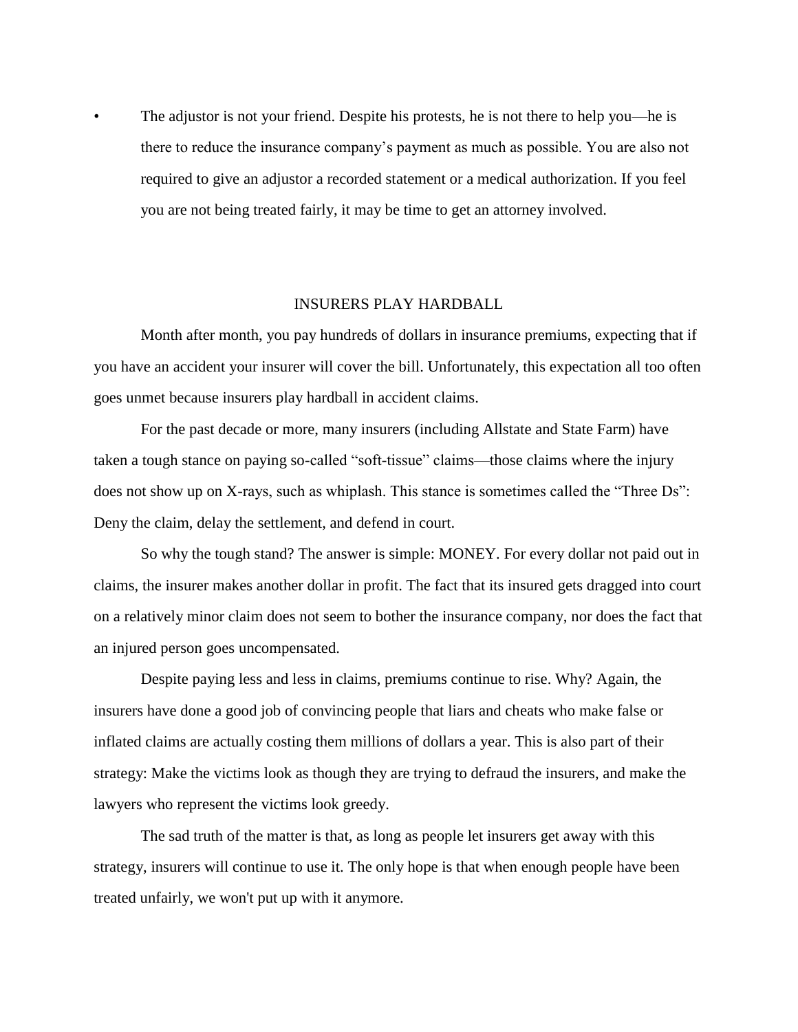- The adjustor is not your friend. Despite his protests, he is not there to help you—he is there to reduce the insurance company's payment as much as possible. You are also not required to give an adjustor a recorded statement or a medical authorization. If you feel you are not being treated fairly, it may be time to get an attorney involved.

## INSURERS PLAY HARDBALL

Month after month, you pay hundreds of dollars in insurance premiums, expecting that if you have an accident your insurer will cover the bill. Unfortunately, this expectation all too often goes unmet because insurers play hardball in accident claims.

For the past decade or more, many insurers (including Allstate and State Farm) have taken a tough stance on paying so-called "soft-tissue" claims—those claims where the injury does not show up on X-rays, such as whiplash. This stance is sometimes called the "Three Ds": Deny the claim, delay the settlement, and defend in court.

So why the tough stand? The answer is simple: MONEY. For every dollar not paid out in claims, the insurer makes another dollar in profit. The fact that its insured gets dragged into court on a relatively minor claim does not seem to bother the insurance company, nor does the fact that an injured person goes uncompensated.

Despite paying less and less in claims, premiums continue to rise. Why? Again, the insurers have done a good job of convincing people that liars and cheats who make false or inflated claims are actually costing them millions of dollars a year. This is also part of their strategy: Make the victims look as though they are trying to defraud the insurers, and make the lawyers who represent the victims look greedy.

The sad truth of the matter is that, as long as people let insurers get away with this strategy, insurers will continue to use it. The only hope is that when enough people have been treated unfairly, we won't put up with it anymore.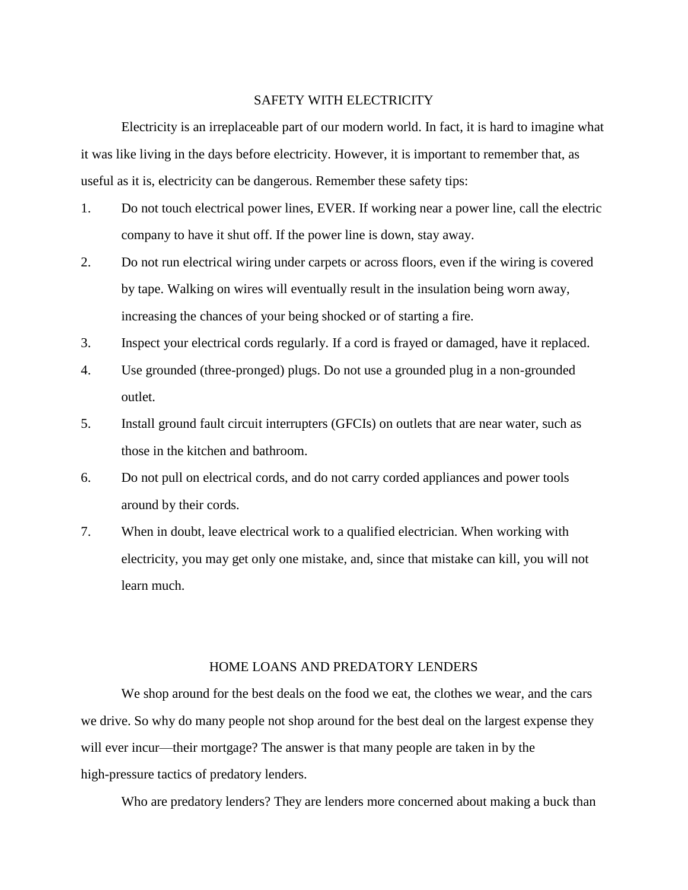## SAFETY WITH ELECTRICITY

Electricity is an irreplaceable part of our modern world. In fact, it is hard to imagine what it was like living in the days before electricity. However, it is important to remember that, as useful as it is, electricity can be dangerous. Remember these safety tips:

1. Do not touch electrical power lines, EVER. If working near a power line, call the electric company to have it shut off. If the power line is down, stay away.
2. Do not run electrical wiring under carpets or across floors, even if the wiring is covered by tape. Walking on wires will eventually result in the insulation being worn away, increasing the chances of your being shocked or of starting a fire.
3. Inspect your electrical cords regularly. If a cord is frayed or damaged, have it replaced.
4. Use grounded (three-pronged) plugs. Do not use a grounded plug in a non-grounded outlet.
5. Install ground fault circuit interrupters (GFCIs) on outlets that are near water, such as those in the kitchen and bathroom.
6. Do not pull on electrical cords, and do not carry corded appliances and power tools around by their cords.
7. When in doubt, leave electrical work to a qualified electrician. When working with electricity, you may get only one mistake, and, since that mistake can kill, you will not learn much.

## HOME LOANS AND PREDATORY LENDERS

We shop around for the best deals on the food we eat, the clothes we wear, and the cars we drive. So why do many people not shop around for the best deal on the largest expense they will ever incur—their mortgage? The answer is that many people are taken in by the high-pressure tactics of predatory lenders.

Who are predatory lenders? They are lenders more concerned about making a buck than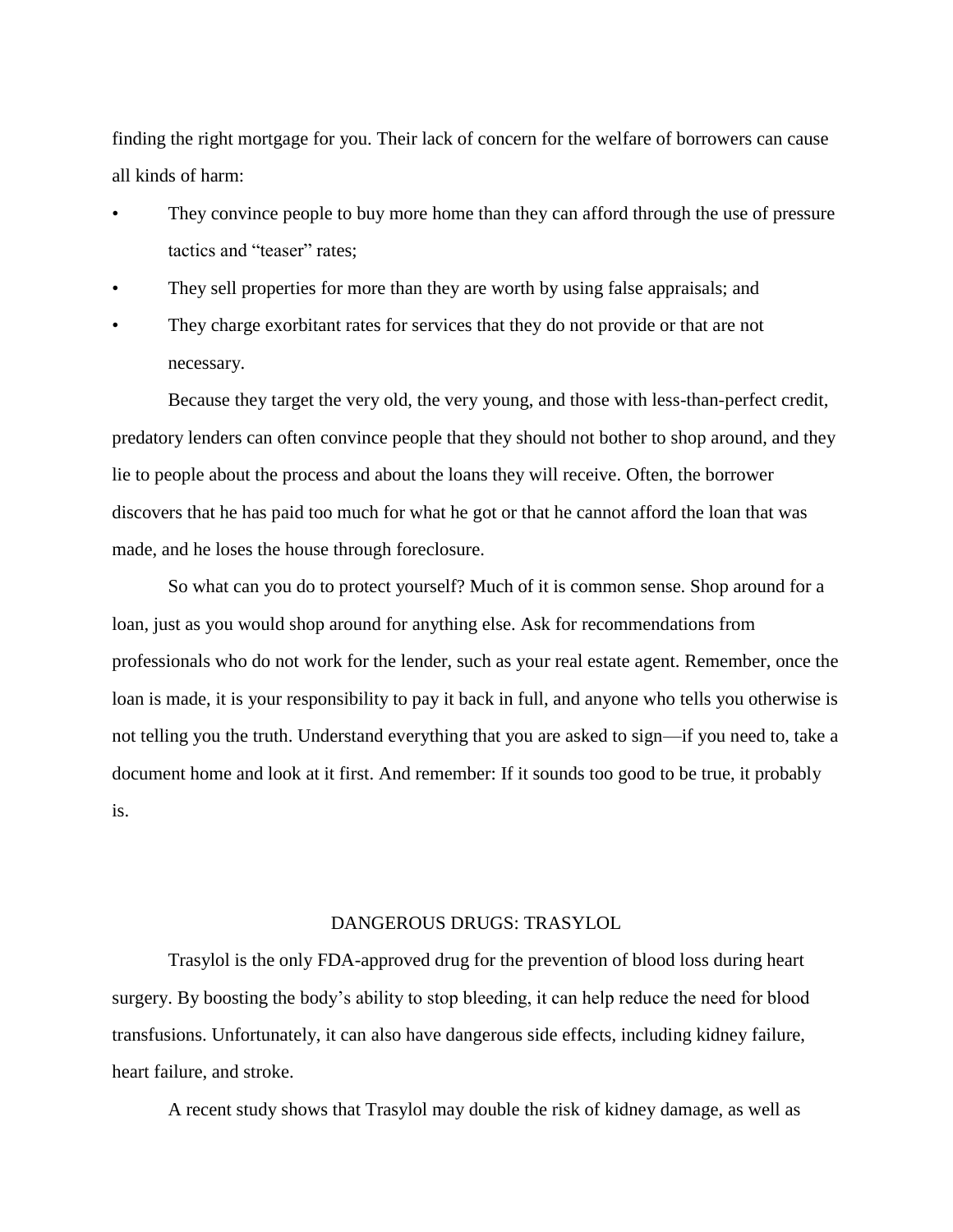finding the right mortgage for you. Their lack of concern for the welfare of borrowers can cause all kinds of harm:

- They convince people to buy more home than they can afford through the use of pressure tactics and "teaser" rates;
- They sell properties for more than they are worth by using false appraisals; and
- They charge exorbitant rates for services that they do not provide or that are not necessary.

Because they target the very old, the very young, and those with less-than-perfect credit, predatory lenders can often convince people that they should not bother to shop around, and they lie to people about the process and about the loans they will receive. Often, the borrower discovers that he has paid too much for what he got or that he cannot afford the loan that was made, and he loses the house through foreclosure.

So what can you do to protect yourself? Much of it is common sense. Shop around for a loan, just as you would shop around for anything else. Ask for recommendations from professionals who do not work for the lender, such as your real estate agent. Remember, once the loan is made, it is your responsibility to pay it back in full, and anyone who tells you otherwise is not telling you the truth. Understand everything that you are asked to sign—if you need to, take a document home and look at it first. And remember: If it sounds too good to be true, it probably is.

## DANGEROUS DRUGS: TRASYLOL

Trasylol is the only FDA-approved drug for the prevention of blood loss during heart surgery. By boosting the body's ability to stop bleeding, it can help reduce the need for blood transfusions. Unfortunately, it can also have dangerous side effects, including kidney failure, heart failure, and stroke.

A recent study shows that Trasylol may double the risk of kidney damage, as well as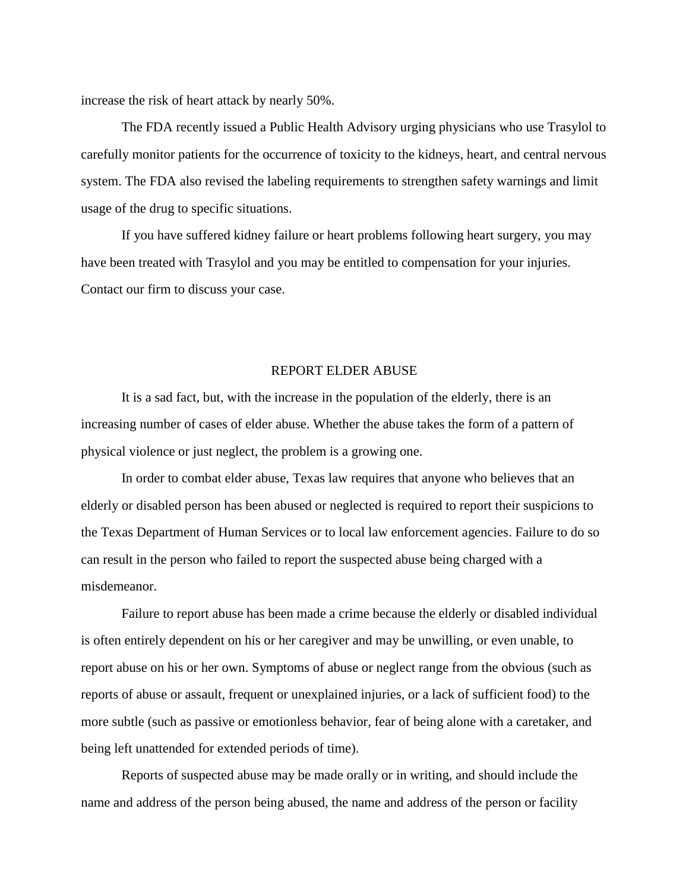increase the risk of heart attack by nearly 50%.

The FDA recently issued a Public Health Advisory urging physicians who use Trasylol to carefully monitor patients for the occurrence of toxicity to the kidneys, heart, and central nervous system. The FDA also revised the labeling requirements to strengthen safety warnings and limit usage of the drug to specific situations.

If you have suffered kidney failure or heart problems following heart surgery, you may have been treated with Trasylol and you may be entitled to compensation for your injuries. Contact our firm to discuss your case.

## REPORT ELDER ABUSE

It is a sad fact, but, with the increase in the population of the elderly, there is an increasing number of cases of elder abuse. Whether the abuse takes the form of a pattern of physical violence or just neglect, the problem is a growing one.

In order to combat elder abuse, Texas law requires that anyone who believes that an elderly or disabled person has been abused or neglected is required to report their suspicions to the Texas Department of Human Services or to local law enforcement agencies. Failure to do so can result in the person who failed to report the suspected abuse being charged with a misdemeanor.

Failure to report abuse has been made a crime because the elderly or disabled individual is often entirely dependent on his or her caregiver and may be unwilling, or even unable, to report abuse on his or her own. Symptoms of abuse or neglect range from the obvious (such as reports of abuse or assault, frequent or unexplained injuries, or a lack of sufficient food) to the more subtle (such as passive or emotionless behavior, fear of being alone with a caretaker, and being left unattended for extended periods of time).

Reports of suspected abuse may be made orally or in writing, and should include the name and address of the person being abused, the name and address of the person or facility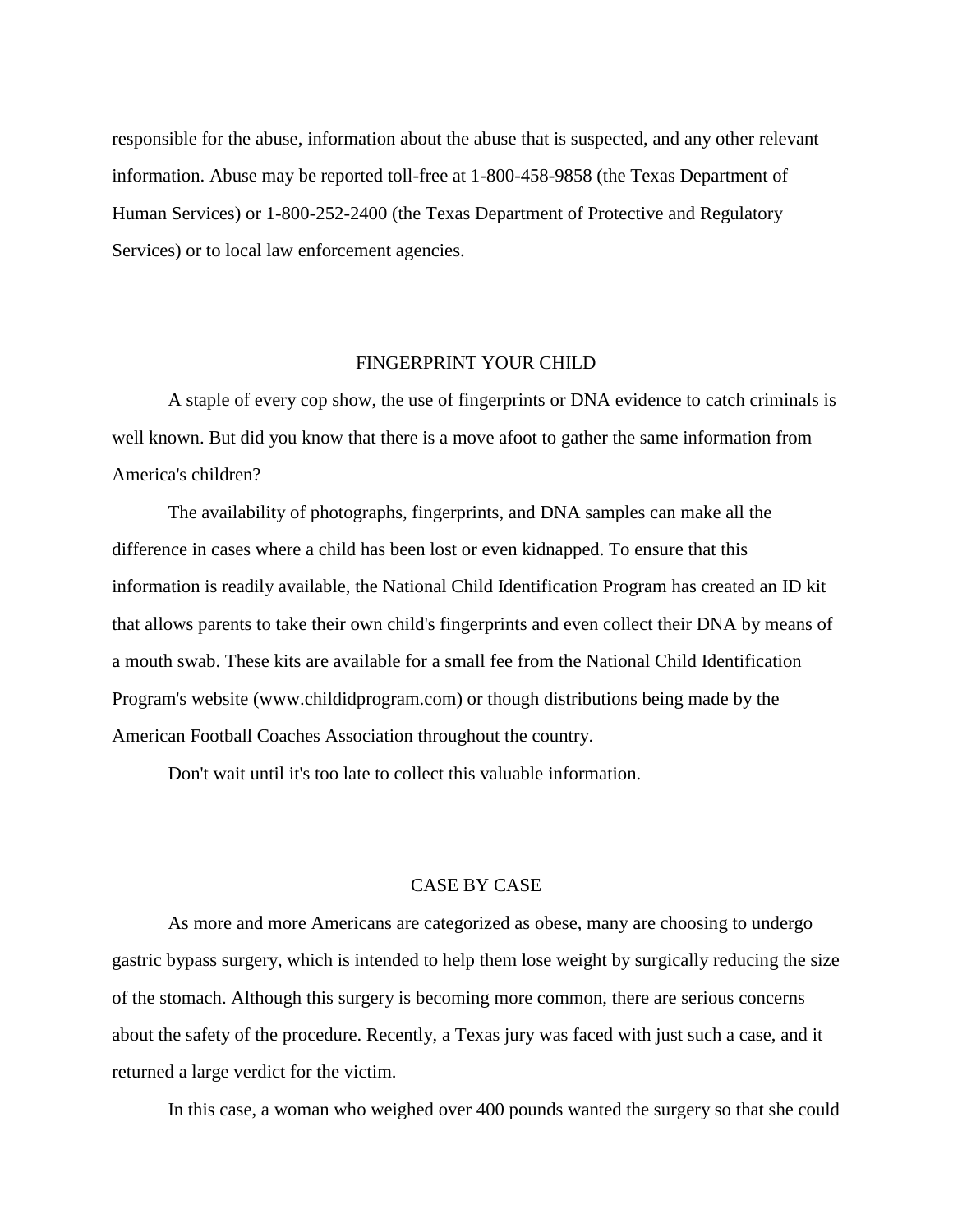responsible for the abuse, information about the abuse that is suspected, and any other relevant information. Abuse may be reported toll-free at 1-800-458-9858 (the Texas Department of Human Services) or 1-800-252-2400 (the Texas Department of Protective and Regulatory Services) or to local law enforcement agencies.

## FINGERPRINT YOUR CHILD

A staple of every cop show, the use of fingerprints or DNA evidence to catch criminals is well known. But did you know that there is a move afoot to gather the same information from America's children?

The availability of photographs, fingerprints, and DNA samples can make all the difference in cases where a child has been lost or even kidnapped. To ensure that this information is readily available, the National Child Identification Program has created an ID kit that allows parents to take their own child's fingerprints and even collect their DNA by means of a mouth swab. These kits are available for a small fee from the National Child Identification Program's website (www.childidprogram.com) or though distributions being made by the American Football Coaches Association throughout the country.

Don't wait until it's too late to collect this valuable information.

## CASE BY CASE

As more and more Americans are categorized as obese, many are choosing to undergo gastric bypass surgery, which is intended to help them lose weight by surgically reducing the size of the stomach. Although this surgery is becoming more common, there are serious concerns about the safety of the procedure. Recently, a Texas jury was faced with just such a case, and it returned a large verdict for the victim.

In this case, a woman who weighed over 400 pounds wanted the surgery so that she could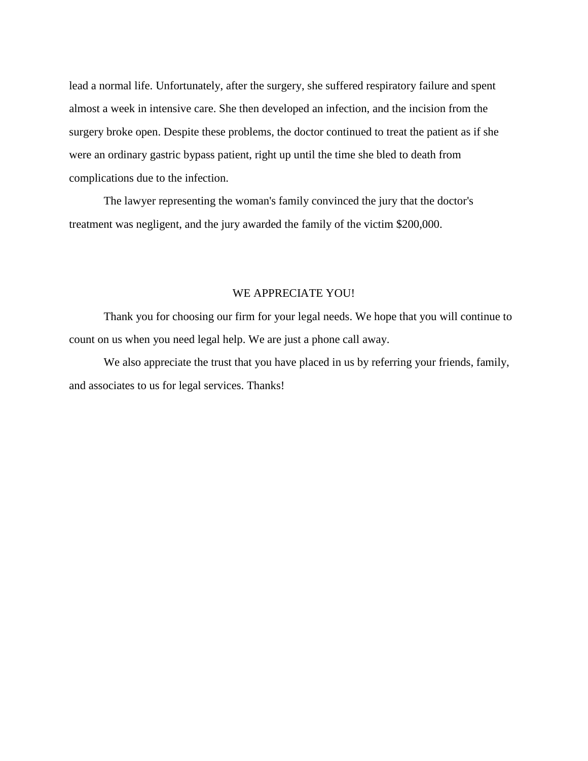lead a normal life. Unfortunately, after the surgery, she suffered respiratory failure and spent almost a week in intensive care. She then developed an infection, and the incision from the surgery broke open. Despite these problems, the doctor continued to treat the patient as if she were an ordinary gastric bypass patient, right up until the time she bled to death from complications due to the infection.

The lawyer representing the woman's family convinced the jury that the doctor's treatment was negligent, and the jury awarded the family of the victim $200,000.

## WE APPRECIATE YOU!

Thank you for choosing our firm for your legal needs. We hope that you will continue to count on us when you need legal help. We are just a phone call away.

We also appreciate the trust that you have placed in us by referring your friends, family, and associates to us for legal services. Thanks!